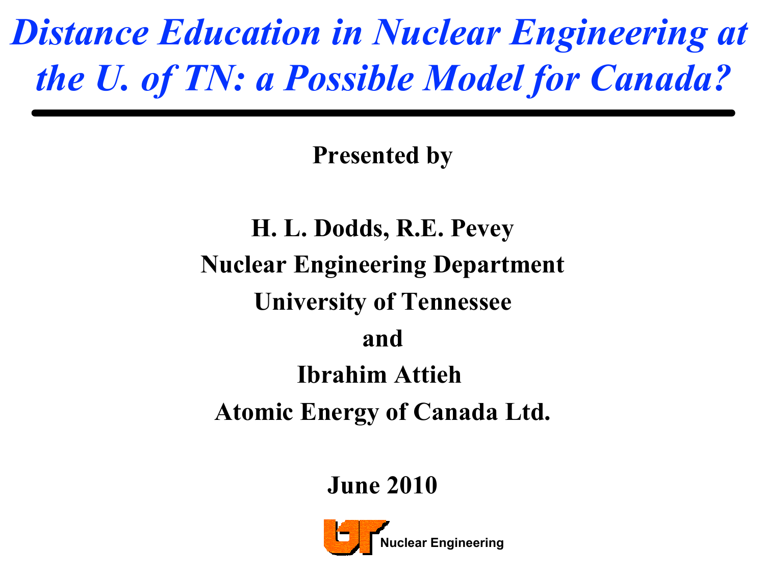# *Distance Education in Nuclear Engineering at the U. of TN: a Possible Model for Canada?*

**Presented by**

**H. L. Dodds, R.E. Pevey**

**Nuclear Engineering Department**

**University of Tennessee**

**and**

**Ibrahim Attieh**

**Atomic Energy of Canada Ltd.**

**June 2010**

**Nuclear Engineering**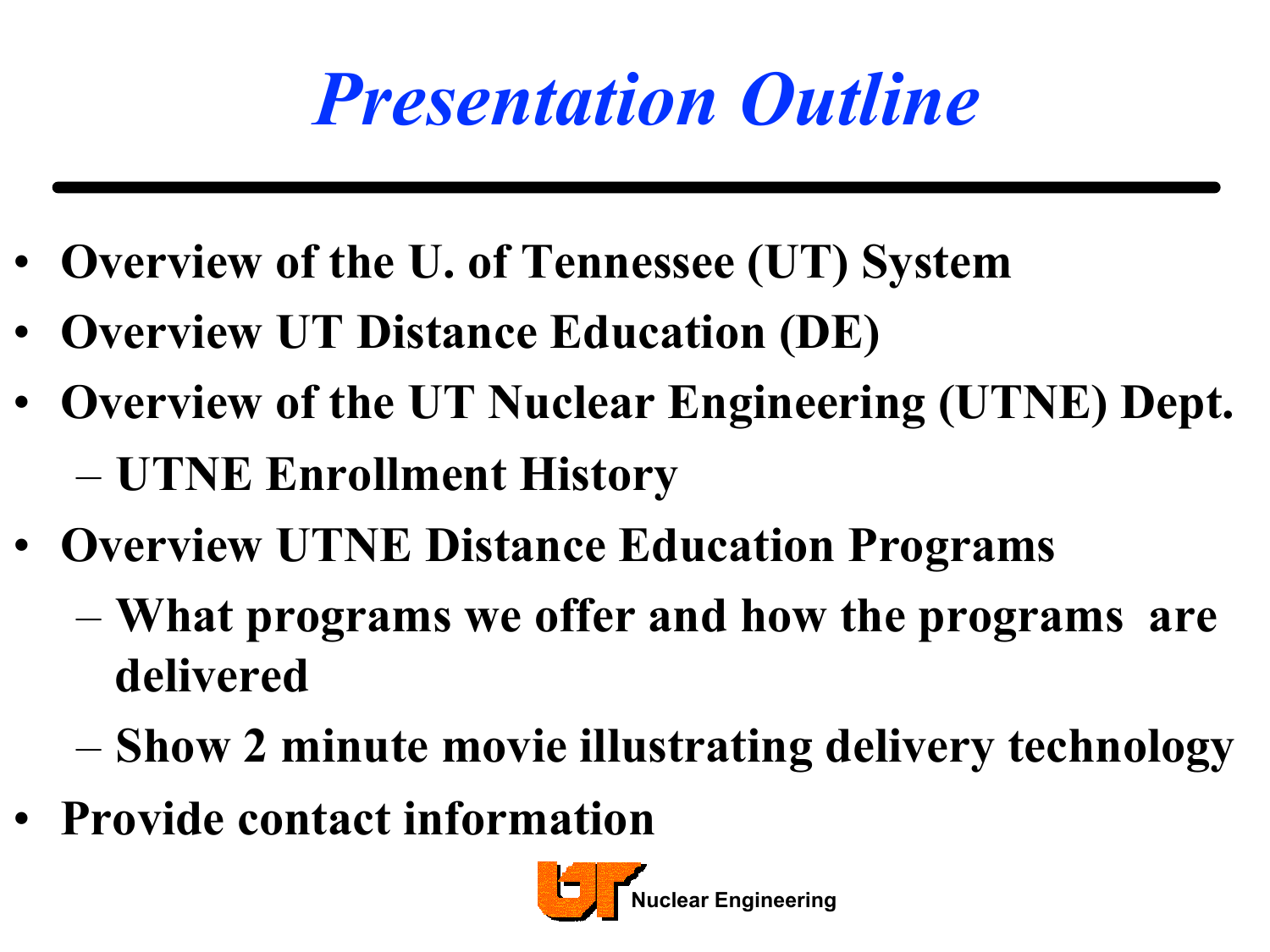# *Presentation Outline*

- **Overview of the U. of Tennessee (UT) System**
- **Overview UT Distance Education (DE)**
- **Overview of the UT Nuclear Engineering (UTNE) Dept.**
  - **UTNE Enrollment History**
- **Overview UTNE Distance Education Programs**
  - **What programs we offer and how the programs are delivered**
  - **Show 2 minute movie illustrating delivery technology**
- **Provide contact information**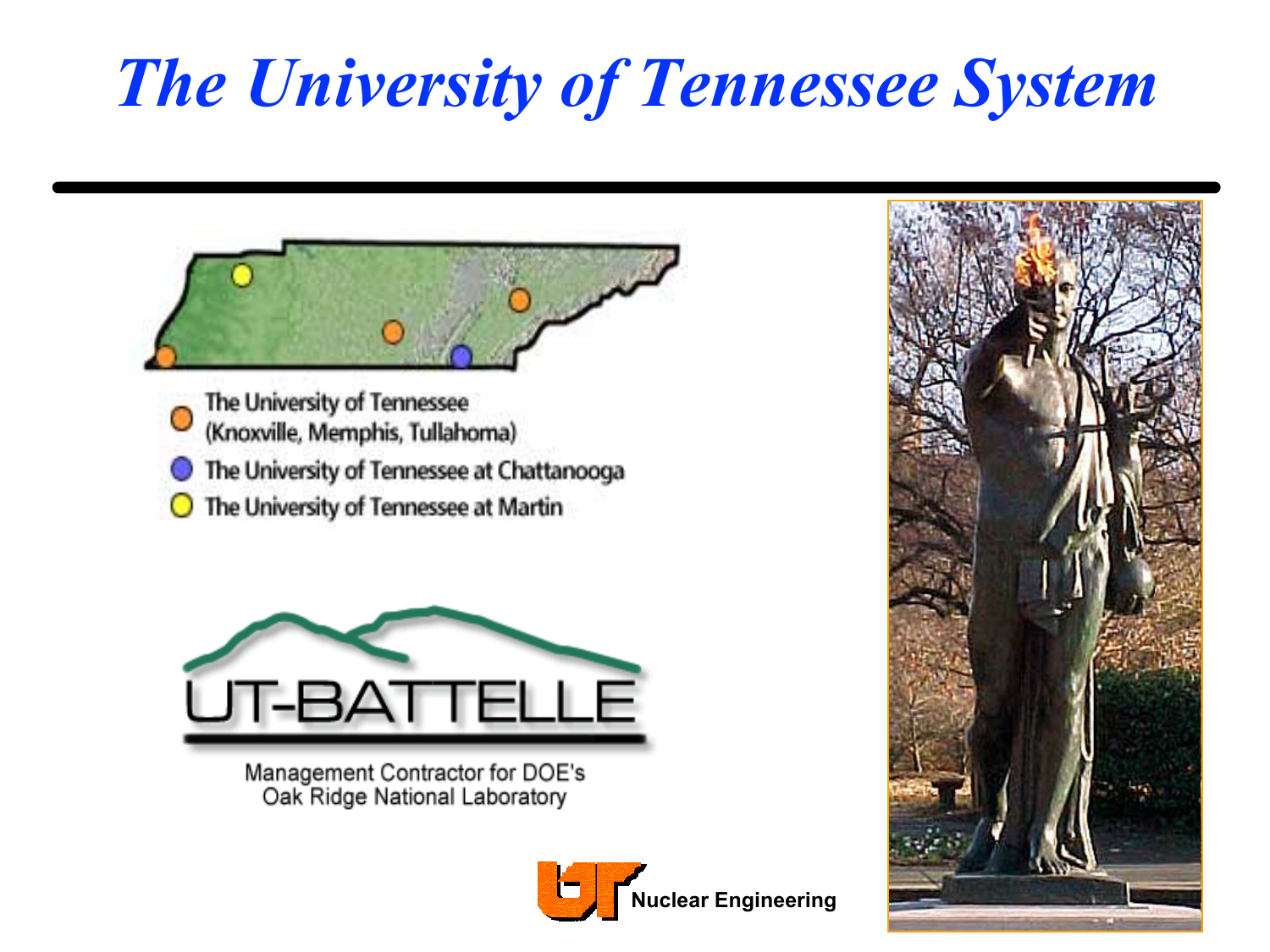# *The University of Tennessee System*

- The University of Tennessee (Knoxville, Memphis, Tullahoma)
- The University of Tennessee at Chattanooga
- The University of Tennessee at Martin

UT-BATTELLE

Management Contractor for DOE's Oak Ridge National Laboratory

UT Nuclear Engineering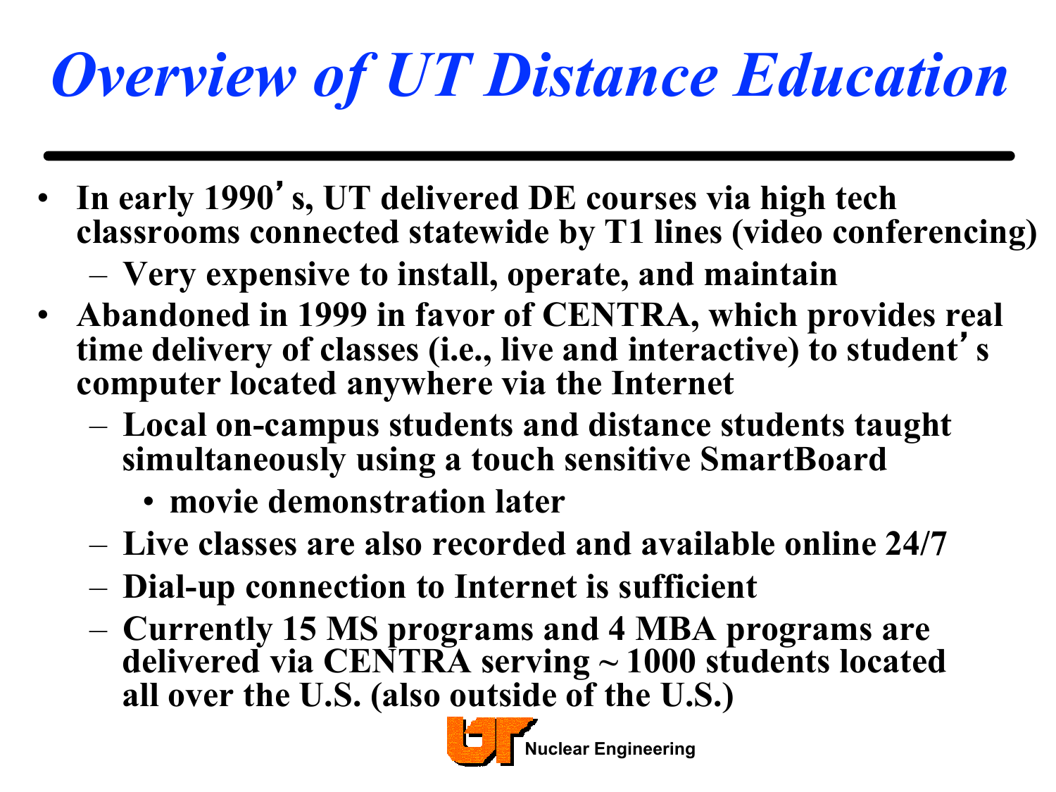# Overview of UT Distance Education

- In early 1990's, UT delivered DE courses via high tech classrooms connected statewide by T1 lines (video conferencing)
  - Very expensive to install, operate, and maintain
- Abandoned in 1999 in favor of CENTRA, which provides real time delivery of classes (i.e., live and interactive) to student's computer located anywhere via the Internet
  - Local on-campus students and distance students taught simultaneously using a touch sensitive SmartBoard
    - movie demonstration later
  - Live classes are also recorded and available online 24/7
  - Dial-up connection to Internet is sufficient
  - Currently 15 MS programs and 4 MBA programs are delivered via CENTRA serving ~ 1000 students located all over the U.S. (also outside of the U.S.)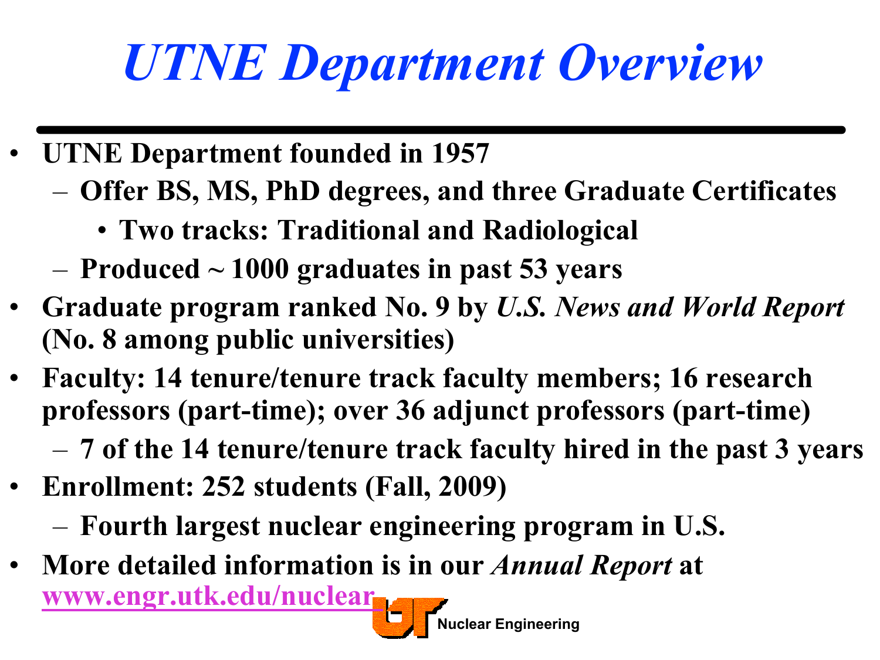# *UTNE Department Overview*

- **UTNE Department founded in 1957**
  - **Offer BS, MS, PhD degrees, and three Graduate Certificates**
    - **Two tracks: Traditional and Radiological**
  - **Produced ~ 1000 graduates in past 53 years**
- **Graduate program ranked No. 9 by *U.S. News and World Report* (No. 8 among public universities)**
- **Faculty: 14 tenure/tenure track faculty members; 16 research professors (part-time); over 36 adjunct professors (part-time)**
  - **7 of the 14 tenure/tenure track faculty hired in the past 3 years**
- **Enrollment: 252 students (Fall, 2009)**
  - **Fourth largest nuclear engineering program in U.S.**
- **More detailed information is in our *Annual Report* at [www.engr.utk.edu/nuclear](http://www.engr.utk.edu/nuclear)**

Nuclear Engineering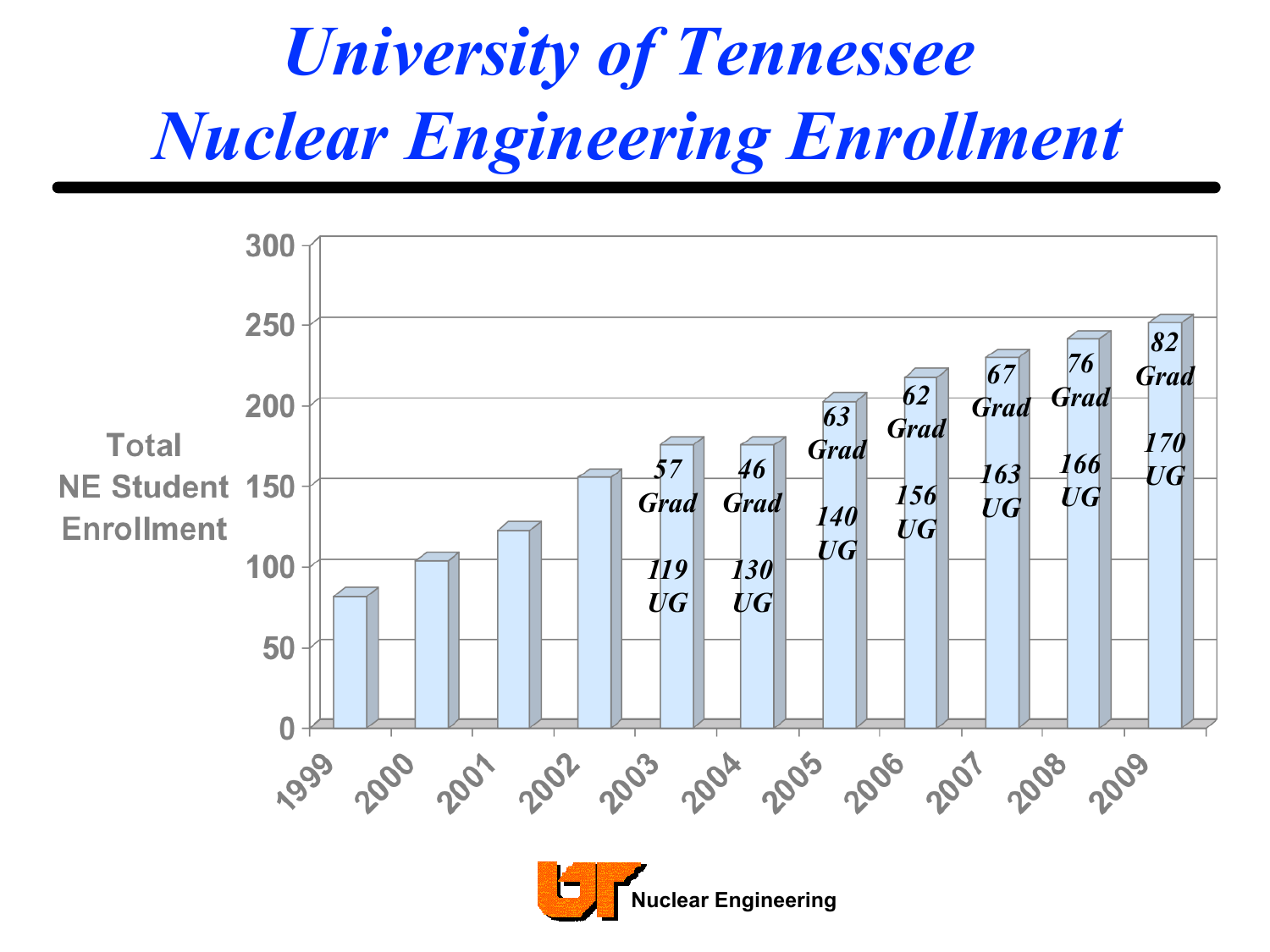# University of Tennessee Nuclear Engineering Enrollment

Total NE Student Enrollment

| Year | Grad | UG |
|---|---|---|
| 1999 | | |
| 2000 | | |
| 2001 | | |
| 2002 | | |
| 2003 | 57 Grad | 119 UG |
| 2004 | 46 Grad | 130 UG |
| 2005 | 63 Grad | 140 UG |
| 2006 | 62 Grad | 156 UG |
| 2007 | 67 Grad | 163 UG |
| 2008 | 76 Grad | 166 UG |
| 2009 | 82 Grad | 170 UG |

UT Nuclear Engineering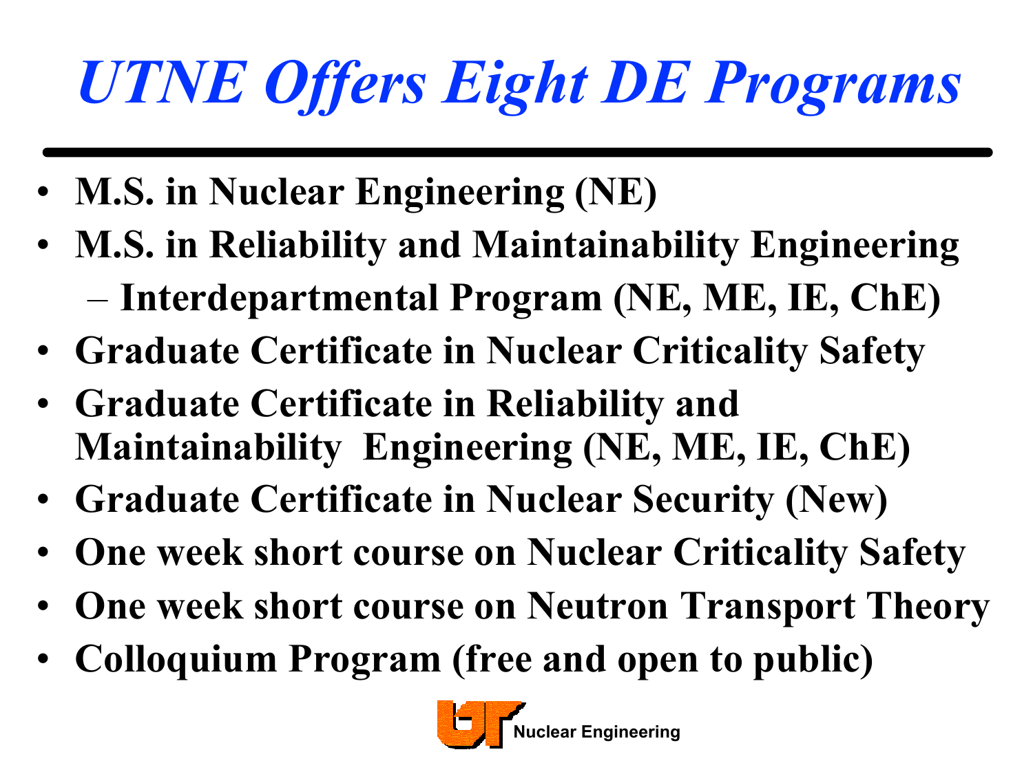# *UTNE Offers Eight DE Programs*

- **M.S. in Nuclear Engineering (NE)**
- **M.S. in Reliability and Maintainability Engineering**
  - **Interdepartmental Program (NE, ME, IE, ChE)**
- **Graduate Certificate in Nuclear Criticality Safety**
- **Graduate Certificate in Reliability and Maintainability Engineering (NE, ME, IE, ChE)**
- **Graduate Certificate in Nuclear Security (New)**
- **One week short course on Nuclear Criticality Safety**
- **One week short course on Neutron Transport Theory**
- **Colloquium Program (free and open to public)**

UT Nuclear Engineering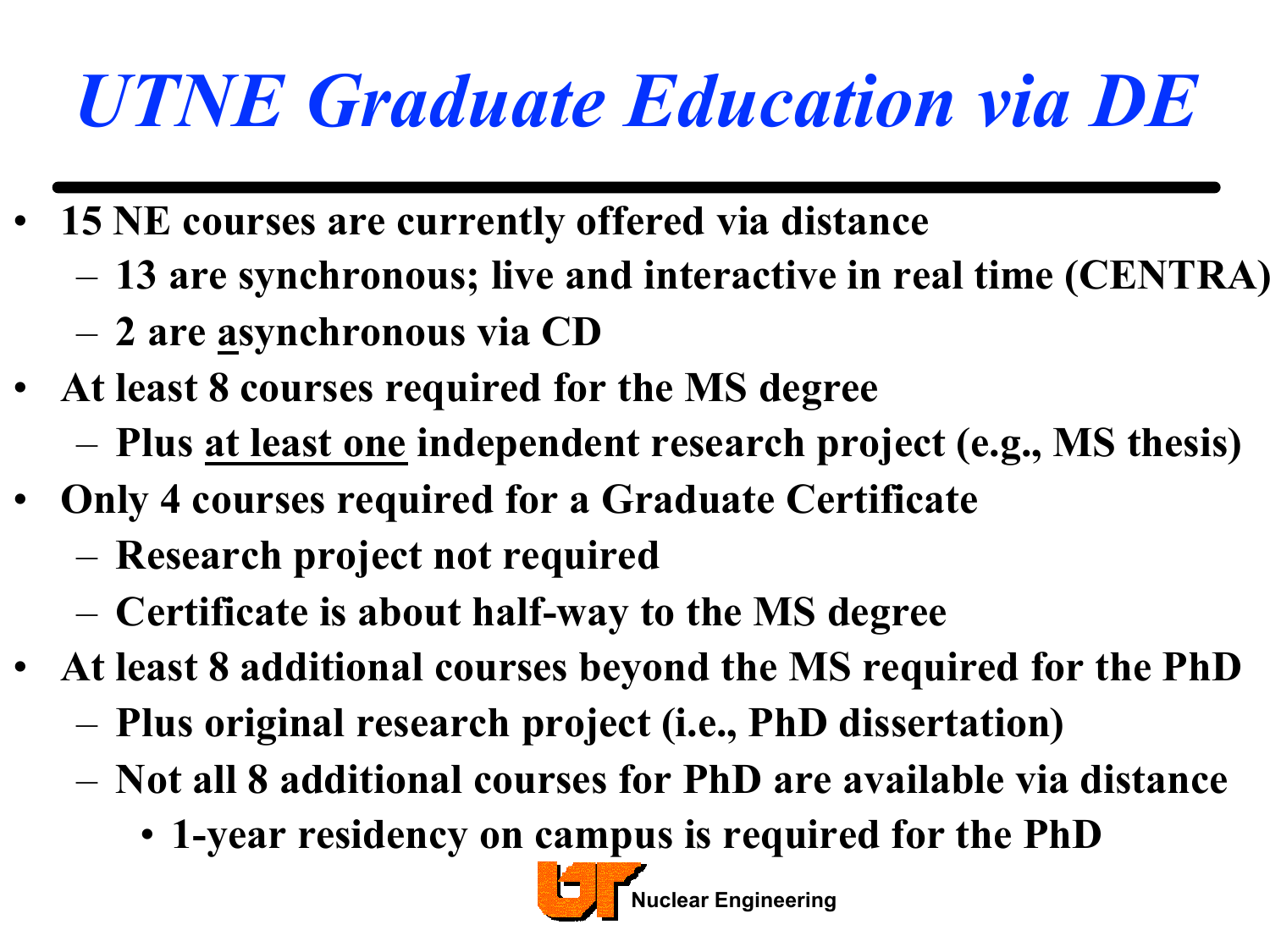# *UTNE Graduate Education via DE*

- 15 NE courses are currently offered via distance
  - 13 are synchronous; live and interactive in real time (CENTRA)
  - 2 are <u>a</u>synchronous via CD
- At least 8 courses required for the MS degree
  - Plus <u>at least one</u> independent research project (e.g., MS thesis)
- Only 4 courses required for a Graduate Certificate
  - Research project not required
  - Certificate is about half-way to the MS degree
- At least 8 additional courses beyond the MS required for the PhD
  - Plus original research project (i.e., PhD dissertation)
  - Not all 8 additional courses for PhD are available via distance
    - 1-year residency on campus is required for the PhD

Nuclear Engineering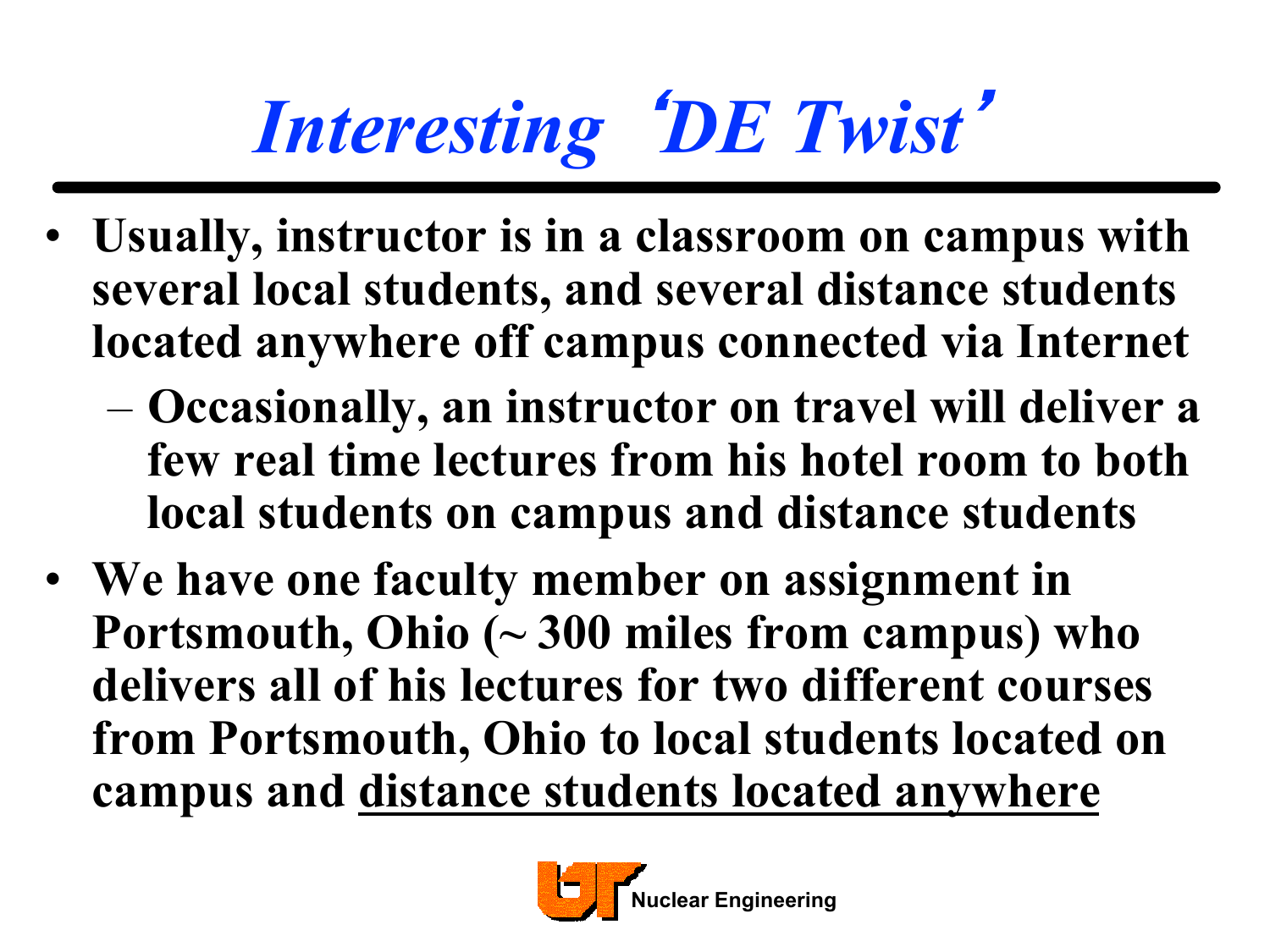# *Interesting 'DE Twist'*

- **Usually, instructor is in a classroom on campus with several local students, and several distance students located anywhere off campus connected via Internet**
  - **Occasionally, an instructor on travel will deliver a few real time lectures from his hotel room to both local students on campus and distance students**
- **We have one faculty member on assignment in Portsmouth, Ohio (~ 300 miles from campus) who delivers all of his lectures for two different courses from Portsmouth, Ohio to local students located on campus and <u>distance students located anywhere</u>**

Nuclear Engineering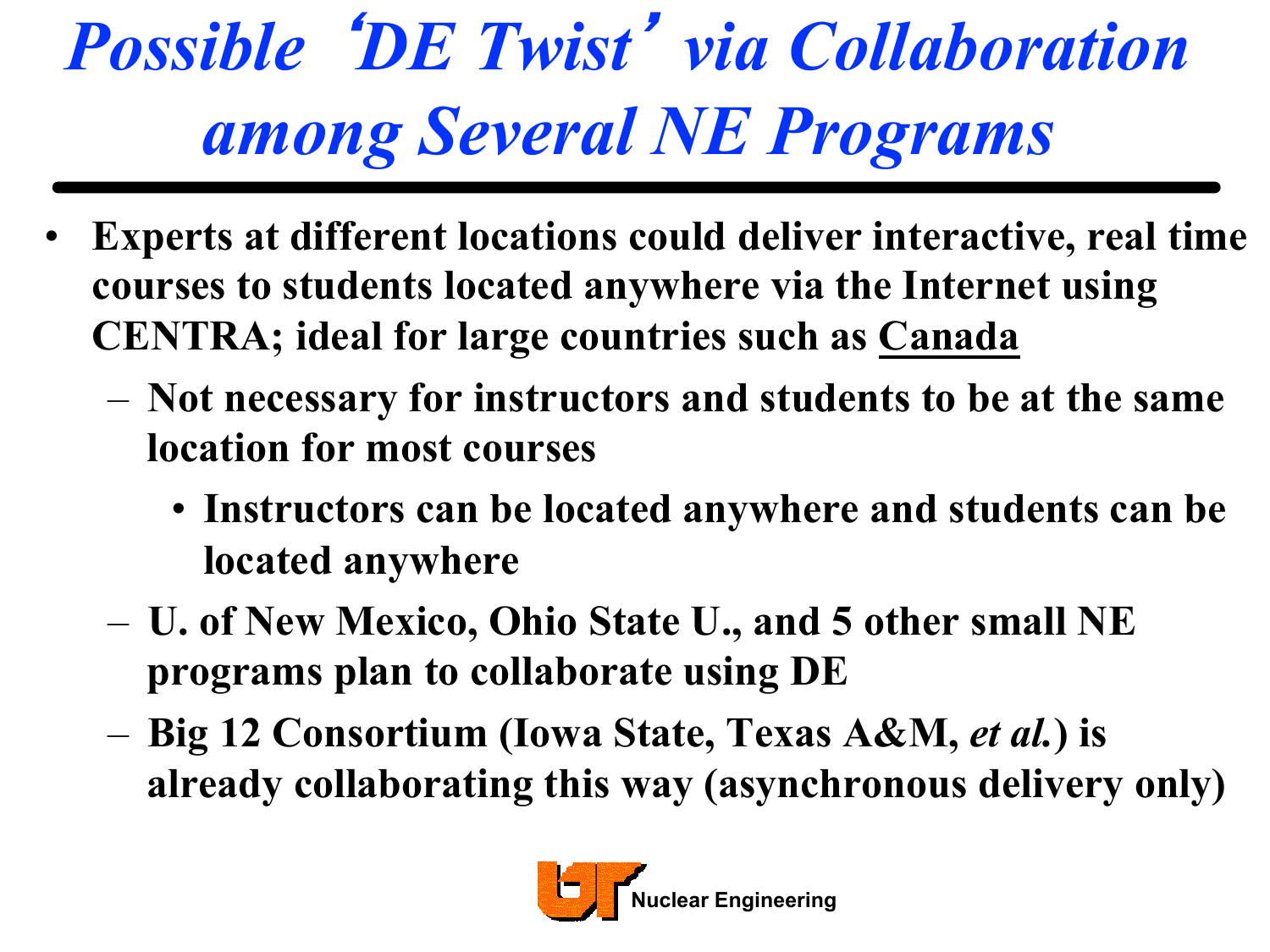# *Possible 'DE Twist' via Collaboration among Several NE Programs*

- **Experts at different locations could deliver interactive, real time courses to students located anywhere via the Internet using CENTRA; ideal for large countries such as Canada**
  - **Not necessary for instructors and students to be at the same location for most courses**
    - **Instructors can be located anywhere and students can be located anywhere**
  - **U. of New Mexico, Ohio State U., and 5 other small NE programs plan to collaborate using DE**
  - **Big 12 Consortium (Iowa State, Texas A&M, *et al.*) is already collaborating this way (asynchronous delivery only)**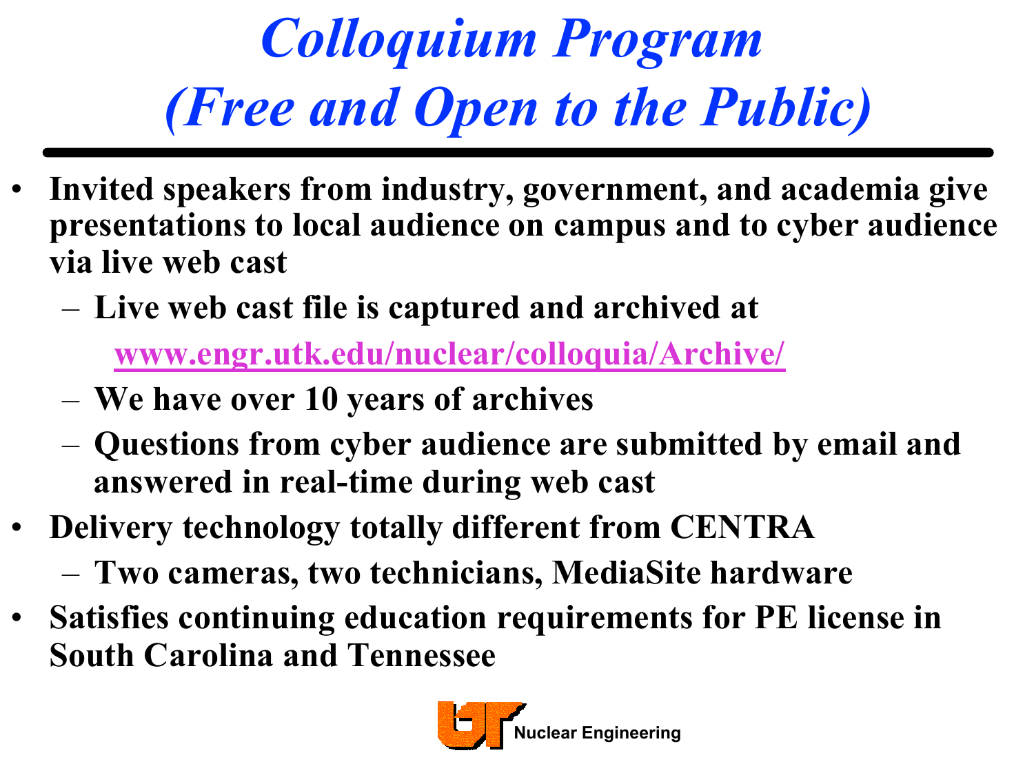# *Colloquium Program (Free and Open to the Public)*

- **Invited speakers from industry, government, and academia give presentations to local audience on campus and to cyber audience via live web cast**
  - **Live web cast file is captured and archived at**
    **www.engr.utk.edu/nuclear/colloquia/Archive/**
  - **We have over 10 years of archives**
  - **Questions from cyber audience are submitted by email and answered in real-time during web cast**
- **Delivery technology totally different from CENTRA**
  - **Two cameras, two technicians, MediaSite hardware**
- **Satisfies continuing education requirements for PE license in South Carolina and Tennessee**

UT Nuclear Engineering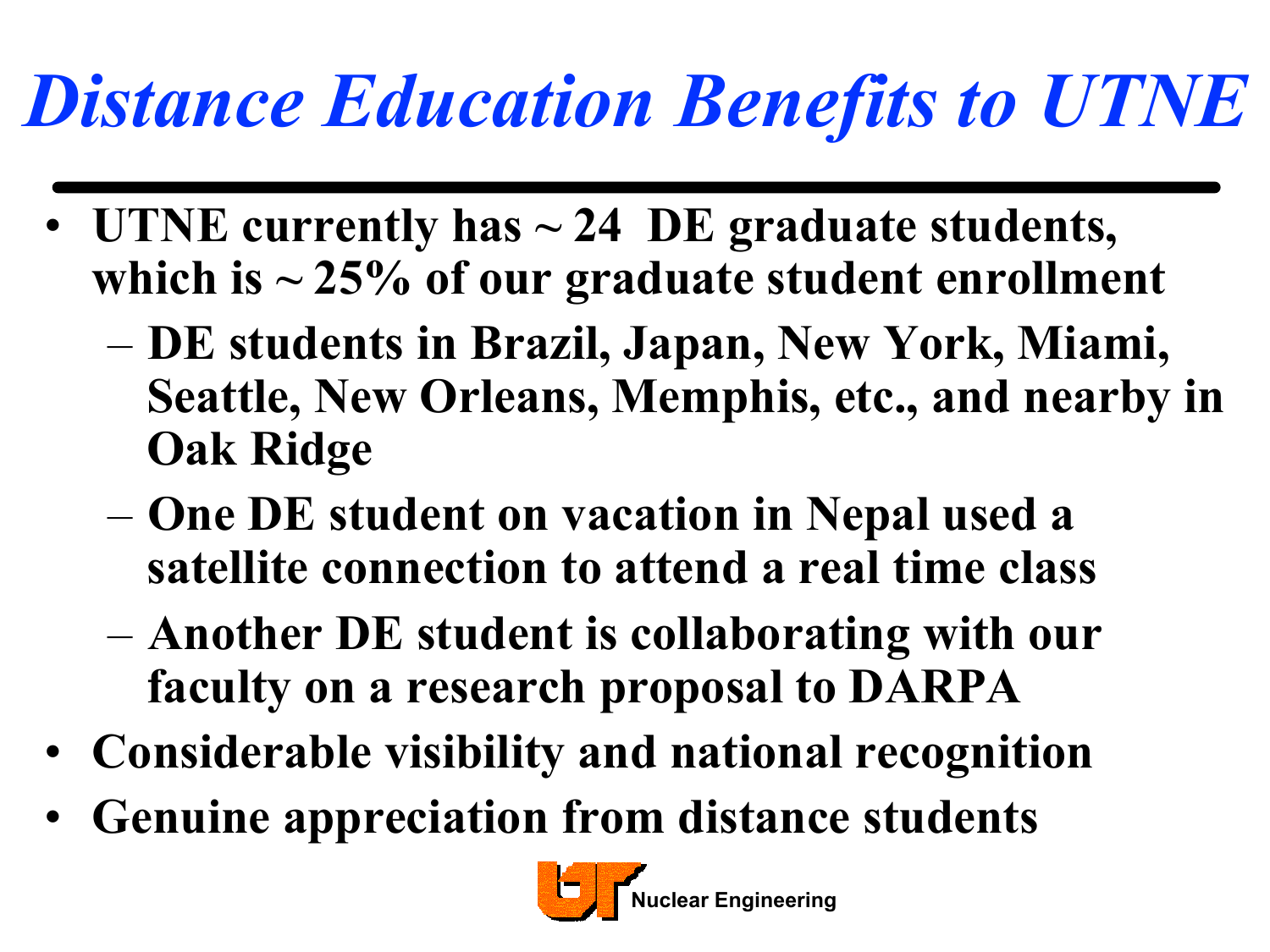# *Distance Education Benefits to UTNE*

- **UTNE currently has ~ 24 DE graduate students, which is ~ 25% of our graduate student enrollment**
  - **DE students in Brazil, Japan, New York, Miami, Seattle, New Orleans, Memphis, etc., and nearby in Oak Ridge**
  - **One DE student on vacation in Nepal used a satellite connection to attend a real time class**
  - **Another DE student is collaborating with our faculty on a research proposal to DARPA**
- **Considerable visibility and national recognition**
- **Genuine appreciation from distance students**

**Nuclear Engineering**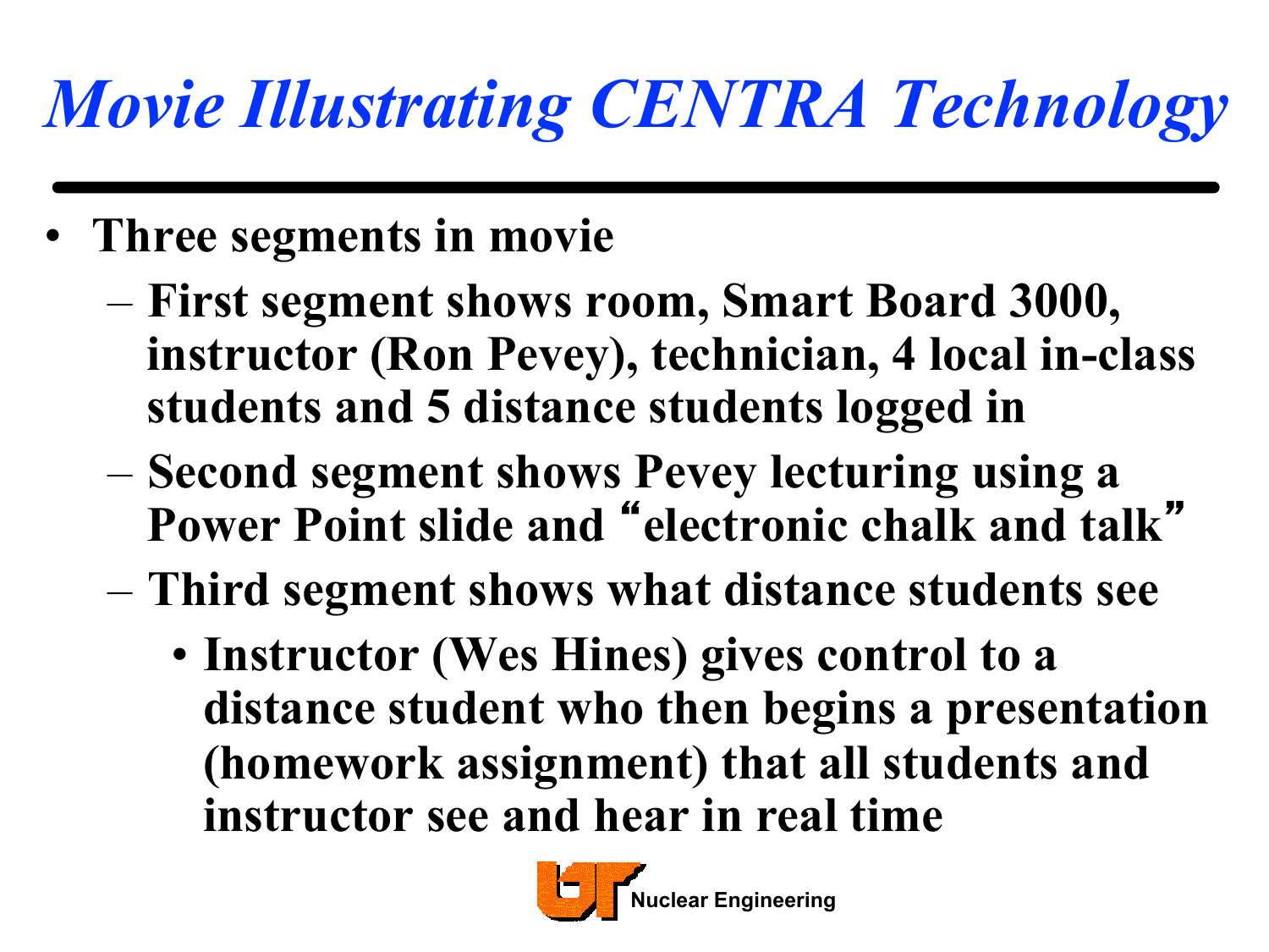# *Movie Illustrating CENTRA Technology*

- **Three segments in movie**
  - **First segment shows room, Smart Board 3000, instructor (Ron Pevey), technician, 4 local in-class students and 5 distance students logged in**
  - **Second segment shows Pevey lecturing using a Power Point slide and "electronic chalk and talk"**
  - **Third segment shows what distance students see**
    - **Instructor (Wes Hines) gives control to a distance student who then begins a presentation (homework assignment) that all students and instructor see and hear in real time**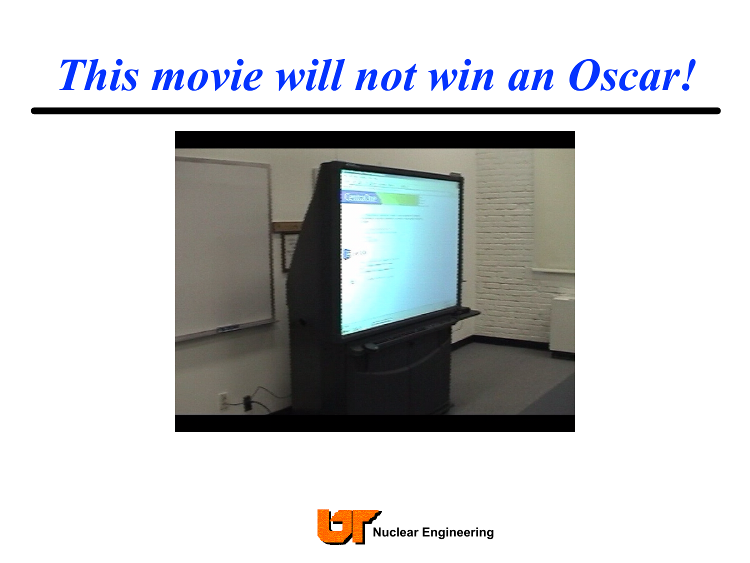# *This movie will not win an Oscar!*

Nuclear Engineering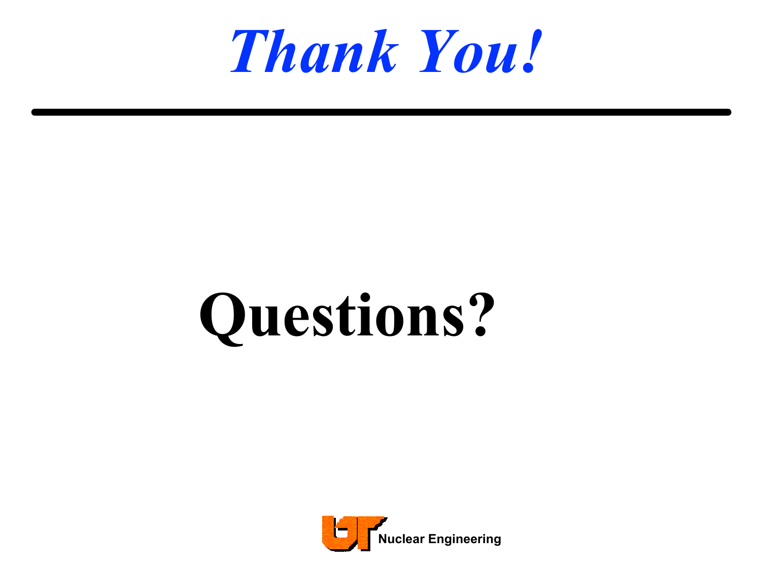# *Thank You!*

# Questions?

Nuclear Engineering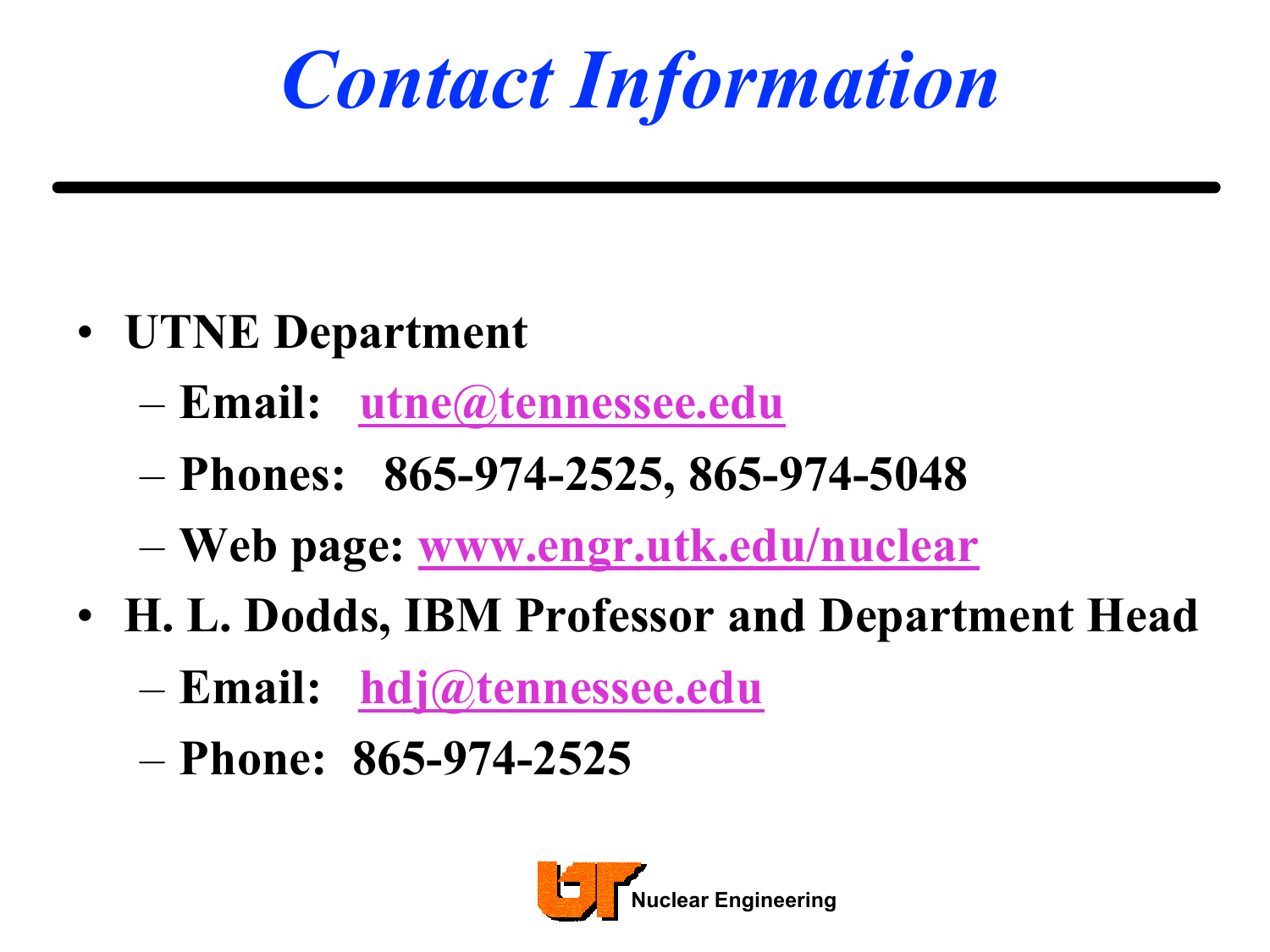# *Contact Information*

- **UTNE Department**
  - **Email: utne@tennessee.edu**
  - **Phones: 865-974-2525, 865-974-5048**
  - **Web page: www.engr.utk.edu/nuclear**
- **H. L. Dodds, IBM Professor and Department Head**
  - **Email: hdj@tennessee.edu**
  - **Phone: 865-974-2525**

UT Nuclear Engineering